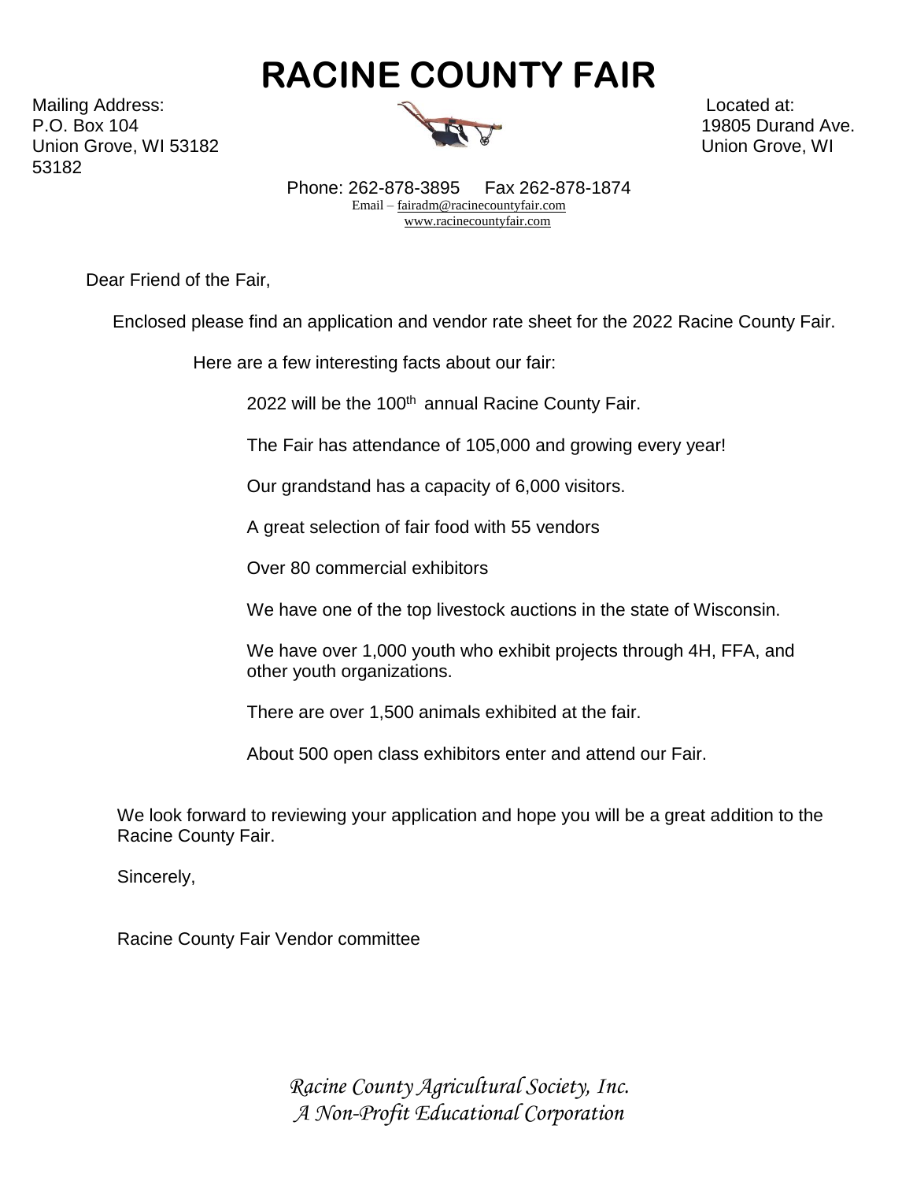# RACINE COUNTY FAIR

Mailing Address:
P.O. Box 104
Union Grove, WI 53182

Located at:
19805 Durand Ave.
Union Grove, WI 53182

Phone: 262-878-3895 Fax 262-878-1874
Email – fairadm@racinecountyfair.com
www.racinecountyfair.com

Dear Friend of the Fair,

Enclosed please find an application and vendor rate sheet for the 2022 Racine County Fair.

Here are a few interesting facts about our fair:

2022 will be the 100th annual Racine County Fair.

The Fair has attendance of 105,000 and growing every year!

Our grandstand has a capacity of 6,000 visitors.

A great selection of fair food with 55 vendors

Over 80 commercial exhibitors

We have one of the top livestock auctions in the state of Wisconsin.

We have over 1,000 youth who exhibit projects through 4H, FFA, and other youth organizations.

There are over 1,500 animals exhibited at the fair.

About 500 open class exhibitors enter and attend our Fair.

We look forward to reviewing your application and hope you will be a great addition to the Racine County Fair.

Sincerely,

Racine County Fair Vendor committee

*Racine County Agricultural Society, Inc.*
*A Non-Profit Educational Corporation*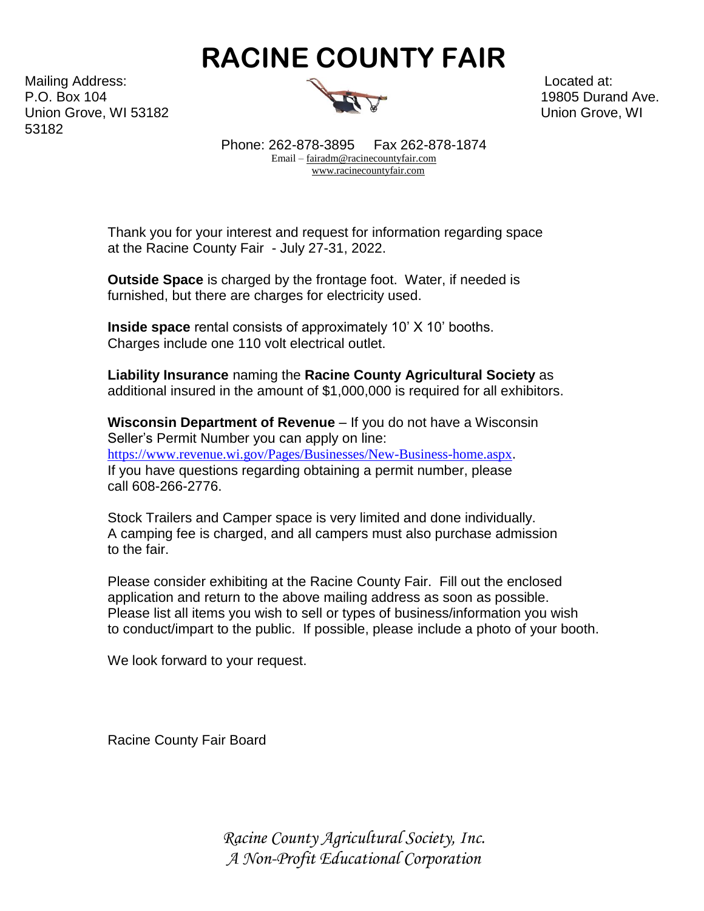# RACINE COUNTY FAIR

Mailing Address:
P.O. Box 104
Union Grove, WI 53182
53182

Located at:
19805 Durand Ave.
Union Grove, WI

Phone: 262-878-3895 Fax 262-878-1874
Email – fairadm@racinecountyfair.com
www.racinecountyfair.com

Thank you for your interest and request for information regarding space at the Racine County Fair - July 27-31, 2022.

**Outside Space** is charged by the frontage foot. Water, if needed is furnished, but there are charges for electricity used.

**Inside space** rental consists of approximately 10' X 10' booths. Charges include one 110 volt electrical outlet.

**Liability Insurance** naming the **Racine County Agricultural Society** as additional insured in the amount of $1,000,000 is required for all exhibitors.

**Wisconsin Department of Revenue** – If you do not have a Wisconsin Seller's Permit Number you can apply on line: https://www.revenue.wi.gov/Pages/Businesses/New-Business-home.aspx. If you have questions regarding obtaining a permit number, please call 608-266-2776.

Stock Trailers and Camper space is very limited and done individually. A camping fee is charged, and all campers must also purchase admission to the fair.

Please consider exhibiting at the Racine County Fair. Fill out the enclosed application and return to the above mailing address as soon as possible. Please list all items you wish to sell or types of business/information you wish to conduct/impart to the public. If possible, please include a photo of your booth.

We look forward to your request.

Racine County Fair Board

*Racine County Agricultural Society, Inc.*
*A Non-Profit Educational Corporation*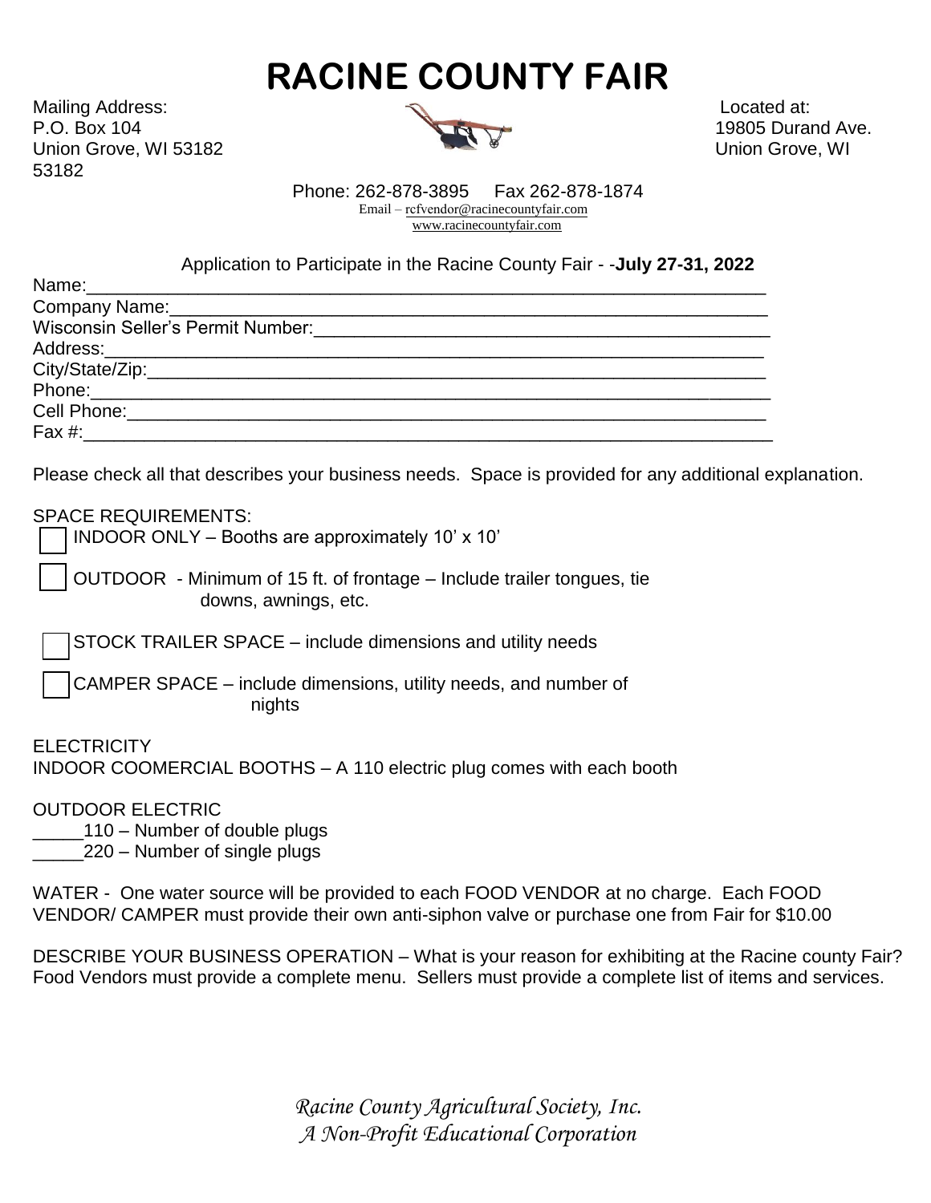# RACINE COUNTY FAIR

Mailing Address:
P.O. Box 104
Union Grove, WI 53182

Located at:
19805 Durand Ave.
Union Grove, WI 53182

Phone: 262-878-3895 Fax 262-878-1874
Email – rcfvendor@racinecountyfair.com
www.racinecountyfair.com

Application to Participate in the Racine County Fair - -**July 27-31, 2022**

Name:_______________________________________________________________

Company Name:_______________________________________________________

Wisconsin Seller's Permit Number:_____________________________________

Address:_____________________________________________________________

City/State/Zip:_______________________________________________________

Phone:_______________________________________________________________

Cell Phone:___________________________________________________________

Fax #:_______________________________________________________________

Please check all that describes your business needs. Space is provided for any additional explanation.

SPACE REQUIREMENTS:

- ☐ INDOOR ONLY – Booths are approximately 10' x 10'
- ☐ OUTDOOR - Minimum of 15 ft. of frontage – Include trailer tongues, tie downs, awnings, etc.
- ☐ STOCK TRAILER SPACE – include dimensions and utility needs
- ☐ CAMPER SPACE – include dimensions, utility needs, and number of nights

ELECTRICITY
INDOOR COOMERCIAL BOOTHS – A 110 electric plug comes with each booth

OUTDOOR ELECTRIC
_____110 – Number of double plugs
_____220 – Number of single plugs

WATER - One water source will be provided to each FOOD VENDOR at no charge. Each FOOD VENDOR/ CAMPER must provide their own anti-siphon valve or purchase one from Fair for $10.00

DESCRIBE YOUR BUSINESS OPERATION – What is your reason for exhibiting at the Racine county Fair? Food Vendors must provide a complete menu. Sellers must provide a complete list of items and services.

*Racine County Agricultural Society, Inc.*
*A Non-Profit Educational Corporation*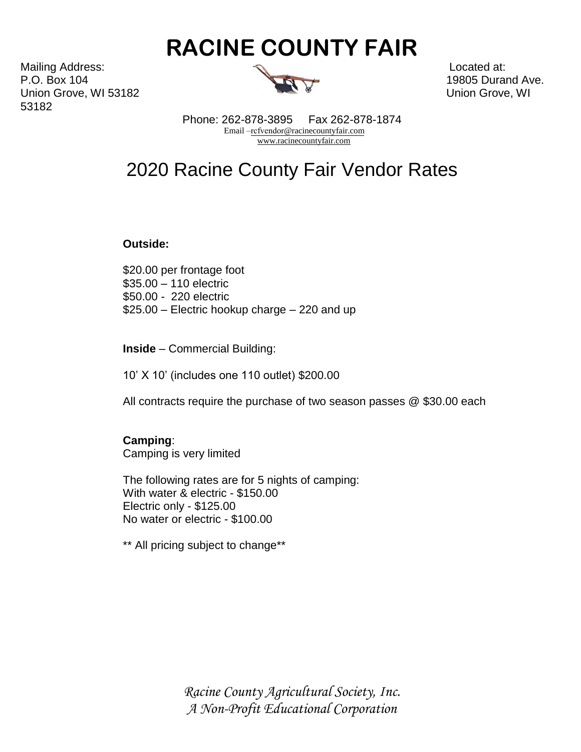# RACINE COUNTY FAIR

Mailing Address:
P.O. Box 104
Union Grove, WI 53182
53182

Located at:
19805 Durand Ave.
Union Grove, WI

Phone: 262-878-3895     Fax 262-878-1874
Email –rcfvendor@racinecountyfair.com
www.racinecountyfair.com

## 2020 Racine County Fair Vendor Rates

**Outside:**

$20.00 per frontage foot
$35.00 – 110 electric
$50.00 - 220 electric
$25.00 – Electric hookup charge – 220 and up

**Inside** – Commercial Building:

10' X 10' (includes one 110 outlet) $200.00

All contracts require the purchase of two season passes @ $30.00 each

**Camping**:
Camping is very limited

The following rates are for 5 nights of camping:
With water & electric - $150.00
Electric only - $125.00
No water or electric - $100.00

** All pricing subject to change**

*Racine County Agricultural Society, Inc.*
*A Non-Profit Educational Corporation*